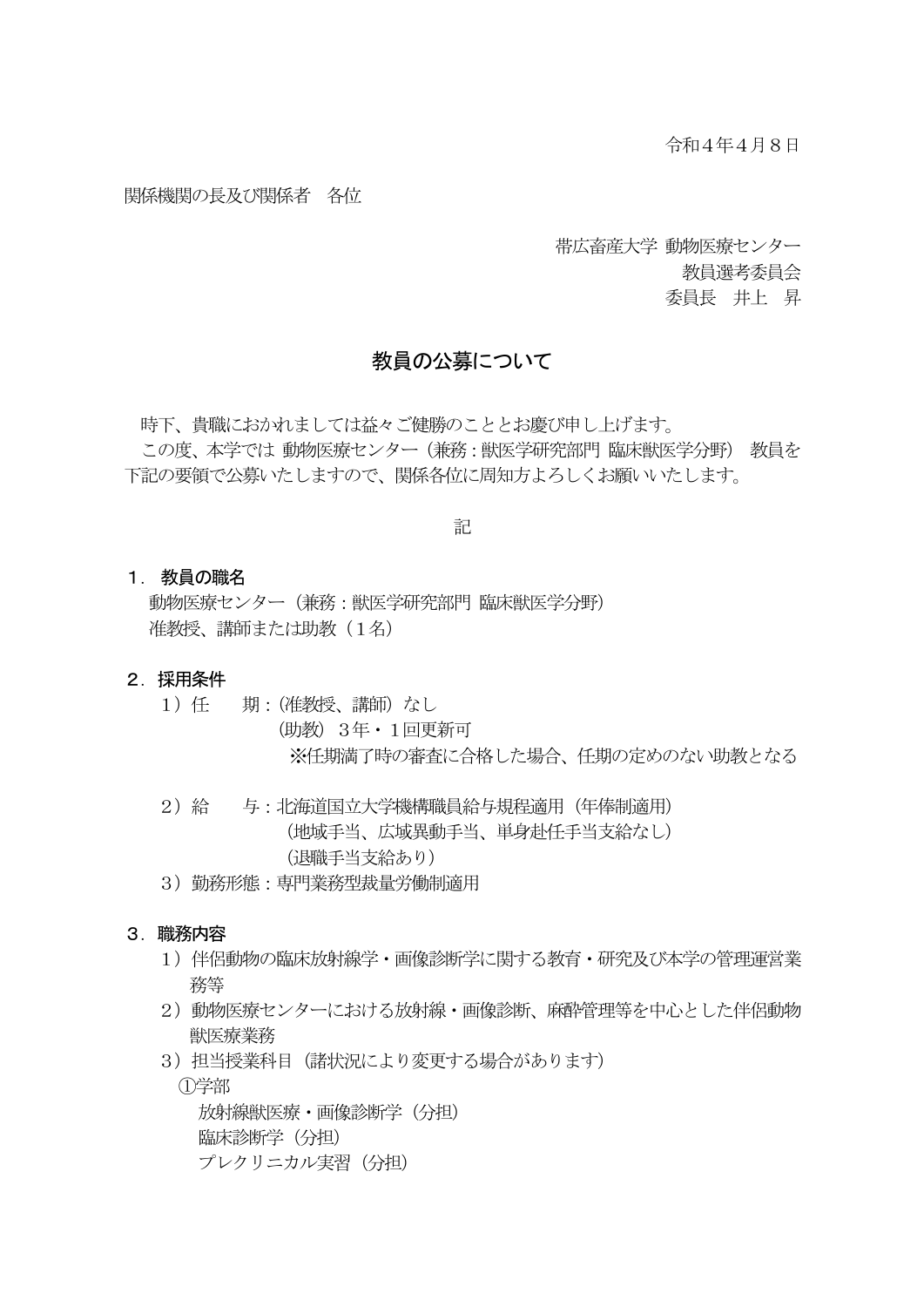令和４年４月８日

関係機関の長及び関係者　各位

帯広畜産大学 動物医療センター
教員選考委員会
委員長　井上　昇

# 教員の公募について

時下、貴職におかれましては益々ご健勝のこととお慶び申し上げます。
この度、本学では 動物医療センター（兼務：獣医学研究部門 臨床獣医学分野） 教員を下記の要領で公募いたしますので、関係各位に周知方よろしくお願いいたします。

記

## １．教員の職名

動物医療センター（兼務：獣医学研究部門 臨床獣医学分野）
准教授、講師または助教（１名）

## ２．採用条件

１）任　　期：（准教授、講師）なし
（助教）３年・１回更新可
※任期満了時の審査に合格した場合、任期の定めのない助教となる

２）給　　与：北海道国立大学機構職員給与規程適用（年俸制適用）
（地域手当、広域異動手当、単身赴任手当支給なし）
（退職手当支給あり）

３）勤務形態：専門業務型裁量労働制適用

## ３．職務内容

１）伴侶動物の臨床放射線学・画像診断学に関する教育・研究及び本学の管理運営業務等

２）動物医療センターにおける放射線・画像診断、麻酔管理等を中心とした伴侶動物獣医療業務

３）担当授業科目（諸状況により変更する場合があります）

①学部

放射線獣医療・画像診断学（分担）
臨床診断学（分担）
プレクリニカル実習（分担）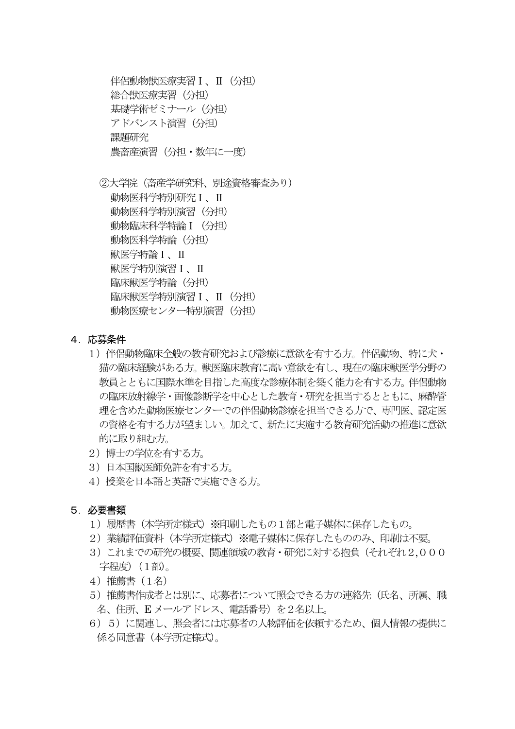伴侶動物獣医療実習Ⅰ、Ⅱ（分担）
総合獣医療実習（分担）
基礎学術ゼミナール（分担）
アドバンスト演習（分担）
課題研究
農畜産演習（分担・数年に一度）

②大学院（畜産学研究科、別途資格審査あり）
動物医科学特別研究Ⅰ、Ⅱ
動物医科学特別演習（分担）
動物臨床科学特論Ⅰ（分担）
動物医科学特論（分担）
獣医学特論Ⅰ、Ⅱ
獣医学特別演習Ⅰ、Ⅱ
臨床獣医学特論（分担）
臨床獣医学特別演習Ⅰ、Ⅱ（分担）
動物医療センター特別演習（分担）

## 4．応募条件

1）伴侶動物臨床全般の教育研究および診療に意欲を有する方。伴侶動物、特に犬・猫の臨床経験がある方。獣医臨床教育に高い意欲を有し、現在の臨床獣医学分野の教員とともに国際水準を目指した高度な診療体制を築く能力を有する方。伴侶動物の臨床放射線学・画像診断学を中心とした教育・研究を担当するとともに、麻酔管理を含めた動物医療センターでの伴侶動物診療を担当できる方で、専門医、認定医の資格を有する方が望ましい。加えて、新たに実施する教育研究活動の推進に意欲的に取り組む方。
2）博士の学位を有する方。
3）日本国獣医師免許を有する方。
4）授業を日本語と英語で実施できる方。

## 5．必要書類

1）履歴書（本学所定様式）※印刷したもの１部と電子媒体に保存したもの。
2）業績評価資料（本学所定様式）※電子媒体に保存したもののみ、印刷は不要。
3）これまでの研究の概要、関連領域の教育・研究に対する抱負（それぞれ２,０００字程度）（１部）。
4）推薦書（１名）
5）推薦書作成者とは別に、応募者について照会できる方の連絡先（氏名、所属、職名、住所、Ｅメールアドレス、電話番号）を２名以上。
6）５）に関連し、照会者には応募者の人物評価を依頼するため、個人情報の提供に係る同意書（本学所定様式）。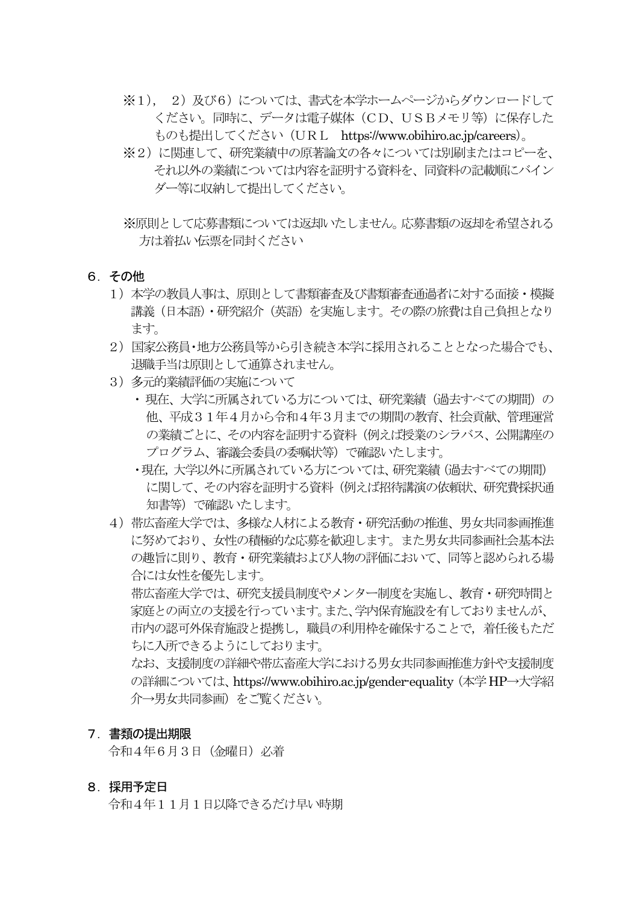※1)，　2）及び6）については、書式を本学ホームページからダウンロードしてください。同時に、データは電子媒体（CD、USBメモリ等）に保存したものも提出してください（URL　https://www.obihiro.ac.jp/careers)。

※2）に関連して、研究業績中の原著論文の各々については別刷またはコピーを、それ以外の業績については内容を証明する資料を、同資料の記載順にバインダー等に収納して提出してください。

※原則として応募書類については返却いたしません。応募書類の返却を希望される方は着払い伝票を同封ください

## 6．その他

1）本学の教員人事は、原則として書類審査及び書類審査通過者に対する面接・模擬講義（日本語）・研究紹介（英語）を実施します。その際の旅費は自己負担となります。

2）国家公務員・地方公務員等から引き続き本学に採用されることとなった場合でも、退職手当は原則として通算されません。

3）多元的業績評価の実施について

- 現在、大学に所属されている方については、研究業績（過去すべての期間）の他、平成３１年４月から令和４年３月までの期間の教育、社会貢献、管理運営の業績ごとに、その内容を証明する資料（例えば授業のシラバス、公開講座のプログラム、審議会委員の委嘱状等）で確認いたします。
- 現在, 大学以外に所属されている方については、研究業績（過去すべての期間）に関して、その内容を証明する資料（例えば招待講演の依頼状、研究費採択通知書等）で確認いたします。

4）帯広畜産大学では、多様な人材による教育・研究活動の推進、男女共同参画推進に努めており、女性の積極的な応募を歓迎します。また男女共同参画社会基本法の趣旨に則り、教育・研究業績および人物の評価において、同等と認められる場合には女性を優先します。

帯広畜産大学では、研究支援員制度やメンター制度を実施し、教育・研究時間と家庭との両立の支援を行っています。また、学内保育施設を有しておりませんが、市内の認可外保育施設と提携し，職員の利用枠を確保することで，着任後もただちに入所できるようにしております。

なお、支援制度の詳細や帯広畜産大学における男女共同参画推進方針や支援制度の詳細については、https://www.obihiro.ac.jp/gender-equality（本学HP→大学紹介→男女共同参画）をご覧ください。

## 7．書類の提出期限

令和4年6月3日（金曜日）必着

## 8．採用予定日

令和4年１１月１日以降できるだけ早い時期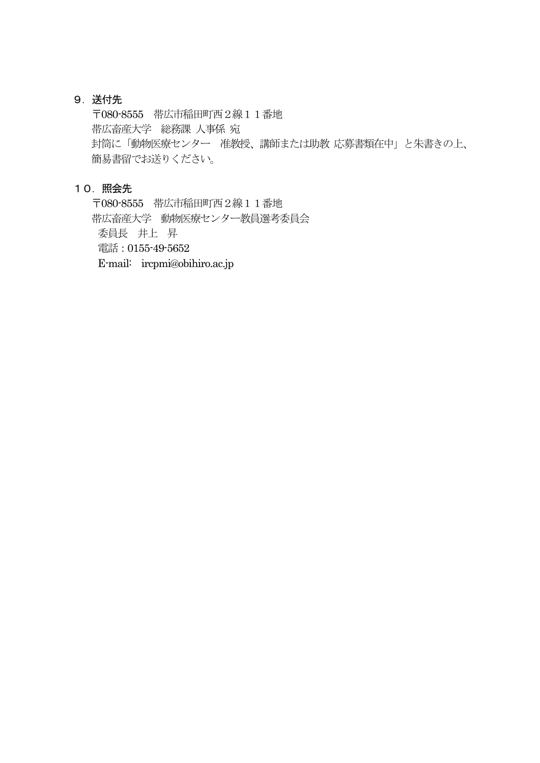## 9．送付先

〒080-8555　帯広市稲田町西２線１１番地

帯広畜産大学　総務課 人事係 宛

封筒に「動物医療センター　准教授、講師または助教 応募書類在中」と朱書きの上、簡易書留でお送りください。

## １０．照会先

〒080-8555　帯広市稲田町西２線１１番地

帯広畜産大学　動物医療センター教員選考委員会

委員長　井上　昇

電話：0155-49-5652

E-mail:　ircpmi@obihiro.ac.jp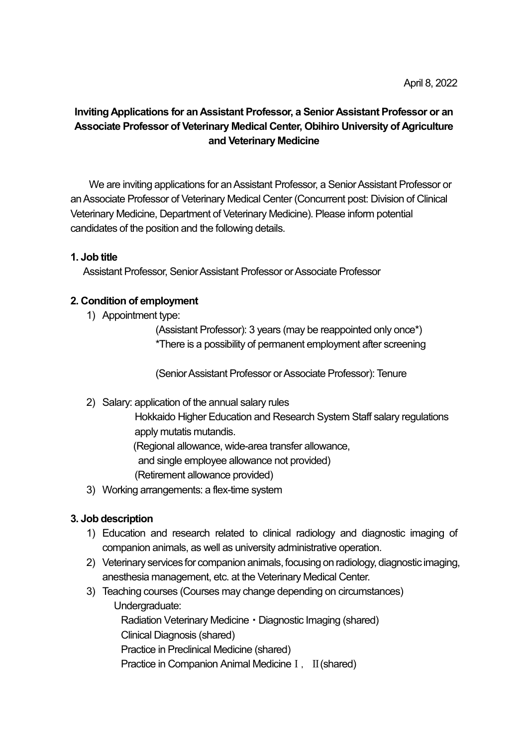April 8, 2022

**Inviting Applications for an Assistant Professor, a Senior Assistant Professor or an Associate Professor of Veterinary Medical Center, Obihiro University of Agriculture and Veterinary Medicine**

We are inviting applications for an Assistant Professor, a Senior Assistant Professor or an Associate Professor of Veterinary Medical Center (Concurrent post: Division of Clinical Veterinary Medicine, Department of Veterinary Medicine). Please inform potential candidates of the position and the following details.

**1. Job title**

Assistant Professor, Senior Assistant Professor or Associate Professor

**2. Condition of employment**

1) Appointment type:

(Assistant Professor): 3 years (may be reappointed only once*)
*There is a possibility of permanent employment after screening

(Senior Assistant Professor or Associate Professor): Tenure

2) Salary: application of the annual salary rules
Hokkaido Higher Education and Research System Staff salary regulations apply mutatis mutandis.
(Regional allowance, wide-area transfer allowance, and single employee allowance not provided)
(Retirement allowance provided)

3) Working arrangements: a flex-time system

**3. Job description**

1) Education and research related to clinical radiology and diagnostic imaging of companion animals, as well as university administrative operation.
2) Veterinary services for companion animals, focusing on radiology, diagnostic imaging, anesthesia management, etc. at the Veterinary Medical Center.
3) Teaching courses (Courses may change depending on circumstances)
   Undergraduate:
   Radiation Veterinary Medicine・Diagnostic Imaging (shared)
   Clinical Diagnosis (shared)
   Practice in Preclinical Medicine (shared)
   Practice in Companion Animal Medicine Ⅰ, Ⅱ(shared)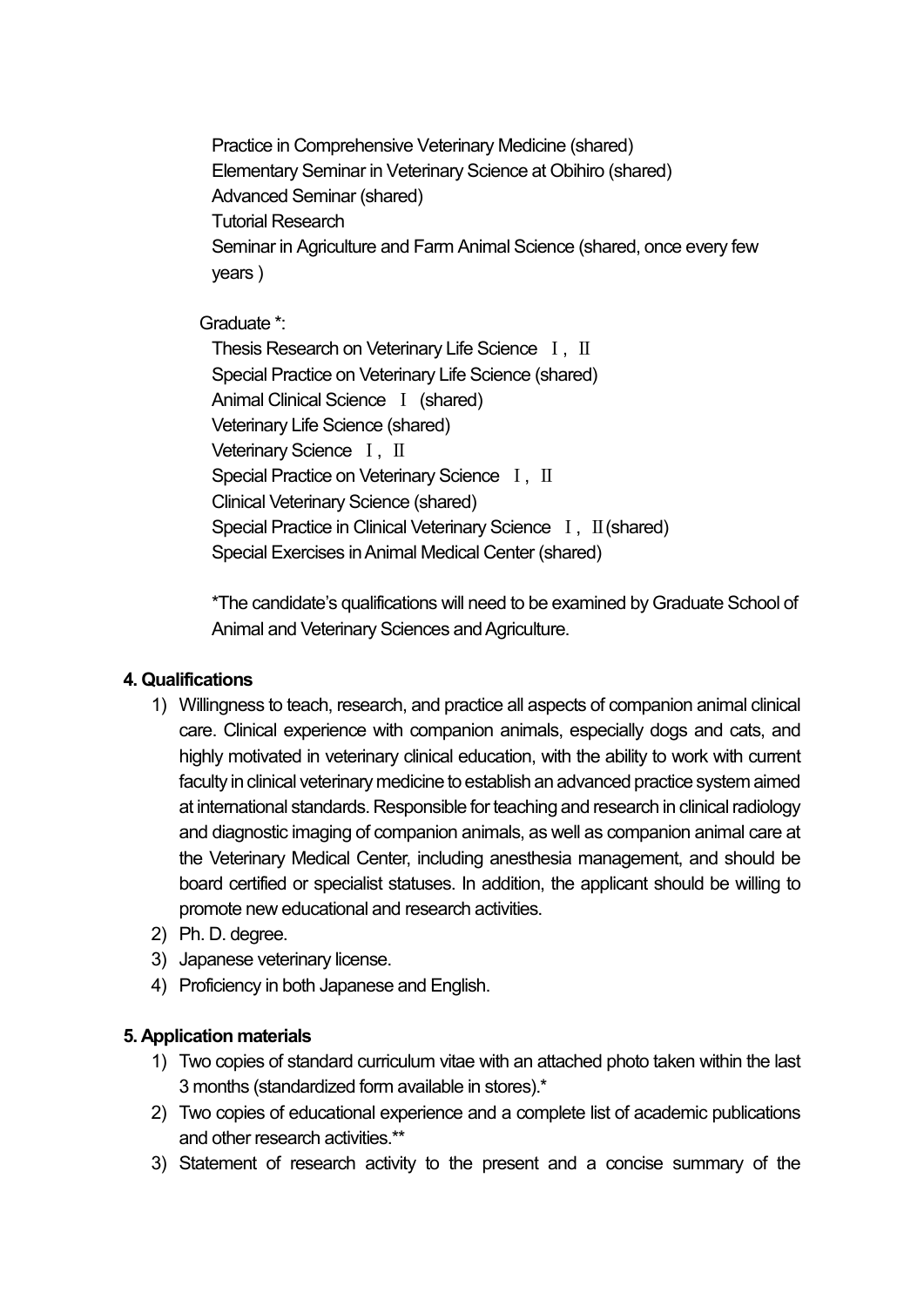Practice in Comprehensive Veterinary Medicine (shared)
Elementary Seminar in Veterinary Science at Obihiro (shared)
Advanced Seminar (shared)
Tutorial Research
Seminar in Agriculture and Farm Animal Science (shared, once every few years )

Graduate *:

Thesis Research on Veterinary Life Science Ⅰ, Ⅱ
Special Practice on Veterinary Life Science (shared)
Animal Clinical Science Ⅰ (shared)
Veterinary Life Science (shared)
Veterinary Science Ⅰ, Ⅱ
Special Practice on Veterinary Science Ⅰ, Ⅱ
Clinical Veterinary Science (shared)
Special Practice in Clinical Veterinary Science Ⅰ, Ⅱ(shared)
Special Exercises in Animal Medical Center (shared)

*The candidate's qualifications will need to be examined by Graduate School of Animal and Veterinary Sciences and Agriculture.

**4. Qualifications**

1) Willingness to teach, research, and practice all aspects of companion animal clinical care. Clinical experience with companion animals, especially dogs and cats, and highly motivated in veterinary clinical education, with the ability to work with current faculty in clinical veterinary medicine to establish an advanced practice system aimed at international standards. Responsible for teaching and research in clinical radiology and diagnostic imaging of companion animals, as well as companion animal care at the Veterinary Medical Center, including anesthesia management, and should be board certified or specialist statuses. In addition, the applicant should be willing to promote new educational and research activities.
2) Ph. D. degree.
3) Japanese veterinary license.
4) Proficiency in both Japanese and English.

**5. Application materials**

1) Two copies of standard curriculum vitae with an attached photo taken within the last 3 months (standardized form available in stores).*
2) Two copies of educational experience and a complete list of academic publications and other research activities.**
3) Statement of research activity to the present and a concise summary of the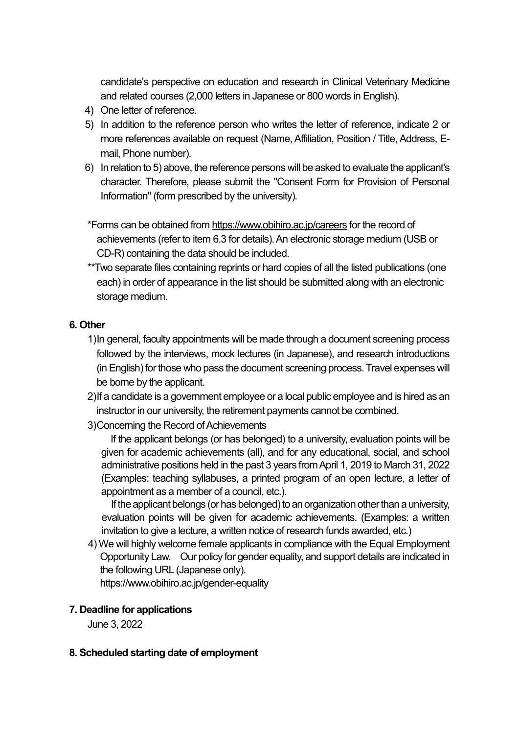candidate's perspective on education and research in Clinical Veterinary Medicine and related courses (2,000 letters in Japanese or 800 words in English).

4) One letter of reference.
5) In addition to the reference person who writes the letter of reference, indicate 2 or more references available on request (Name, Affiliation, Position / Title, Address, E-mail, Phone number).
6) In relation to 5) above, the reference persons will be asked to evaluate the applicant's character. Therefore, please submit the "Consent Form for Provision of Personal Information" (form prescribed by the university).

*Forms can be obtained from https://www.obihiro.ac.jp/careers for the record of achievements (refer to item 6.3 for details). An electronic storage medium (USB or CD-R) containing the data should be included.

**Two separate files containing reprints or hard copies of all the listed publications (one each) in order of appearance in the list should be submitted along with an electronic storage medium.

## 6. Other

1) In general, faculty appointments will be made through a document screening process followed by the interviews, mock lectures (in Japanese), and research introductions (in English) for those who pass the document screening process. Travel expenses will be borne by the applicant.
2) If a candidate is a government employee or a local public employee and is hired as an instructor in our university, the retirement payments cannot be combined.
3) Concerning the Record of Achievements

   If the applicant belongs (or has belonged) to a university, evaluation points will be given for academic achievements (all), and for any educational, social, and school administrative positions held in the past 3 years from April 1, 2019 to March 31, 2022 (Examples: teaching syllabuses, a printed program of an open lecture, a letter of appointment as a member of a council, etc.).

   If the applicant belongs (or has belonged) to an organization other than a university, evaluation points will be given for academic achievements. (Examples: a written invitation to give a lecture, a written notice of research funds awarded, etc.)
4) We will highly welcome female applicants in compliance with the Equal Employment Opportunity Law. Our policy for gender equality, and support details are indicated in the following URL (Japanese only).
   https://www.obihiro.ac.jp/gender-equality

## 7. Deadline for applications

June 3, 2022

## 8. Scheduled starting date of employment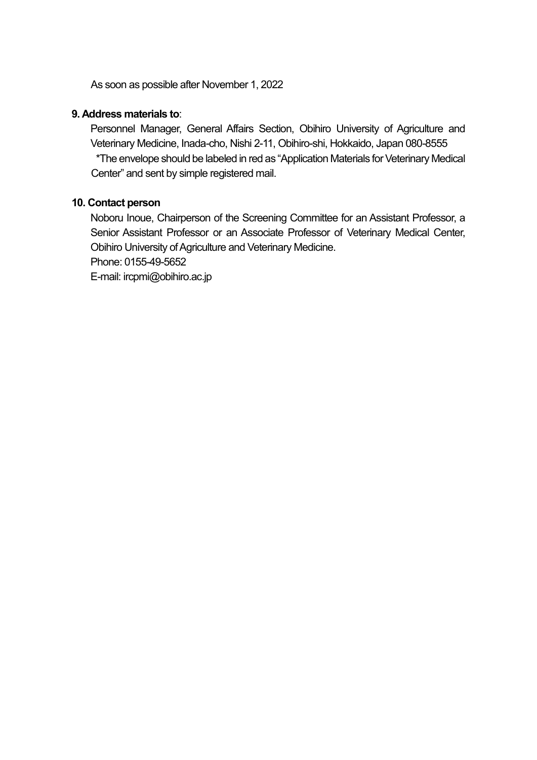As soon as possible after November 1, 2022

**9. Address materials to**:

Personnel Manager, General Affairs Section, Obihiro University of Agriculture and Veterinary Medicine, Inada-cho, Nishi 2-11, Obihiro-shi, Hokkaido, Japan 080-8555

*The envelope should be labeled in red as "Application Materials for Veterinary Medical Center" and sent by simple registered mail.

**10. Contact person**

Noboru Inoue, Chairperson of the Screening Committee for an Assistant Professor, a Senior Assistant Professor or an Associate Professor of Veterinary Medical Center, Obihiro University of Agriculture and Veterinary Medicine.

Phone: 0155-49-5652

E-mail: ircpmi@obihiro.ac.jp